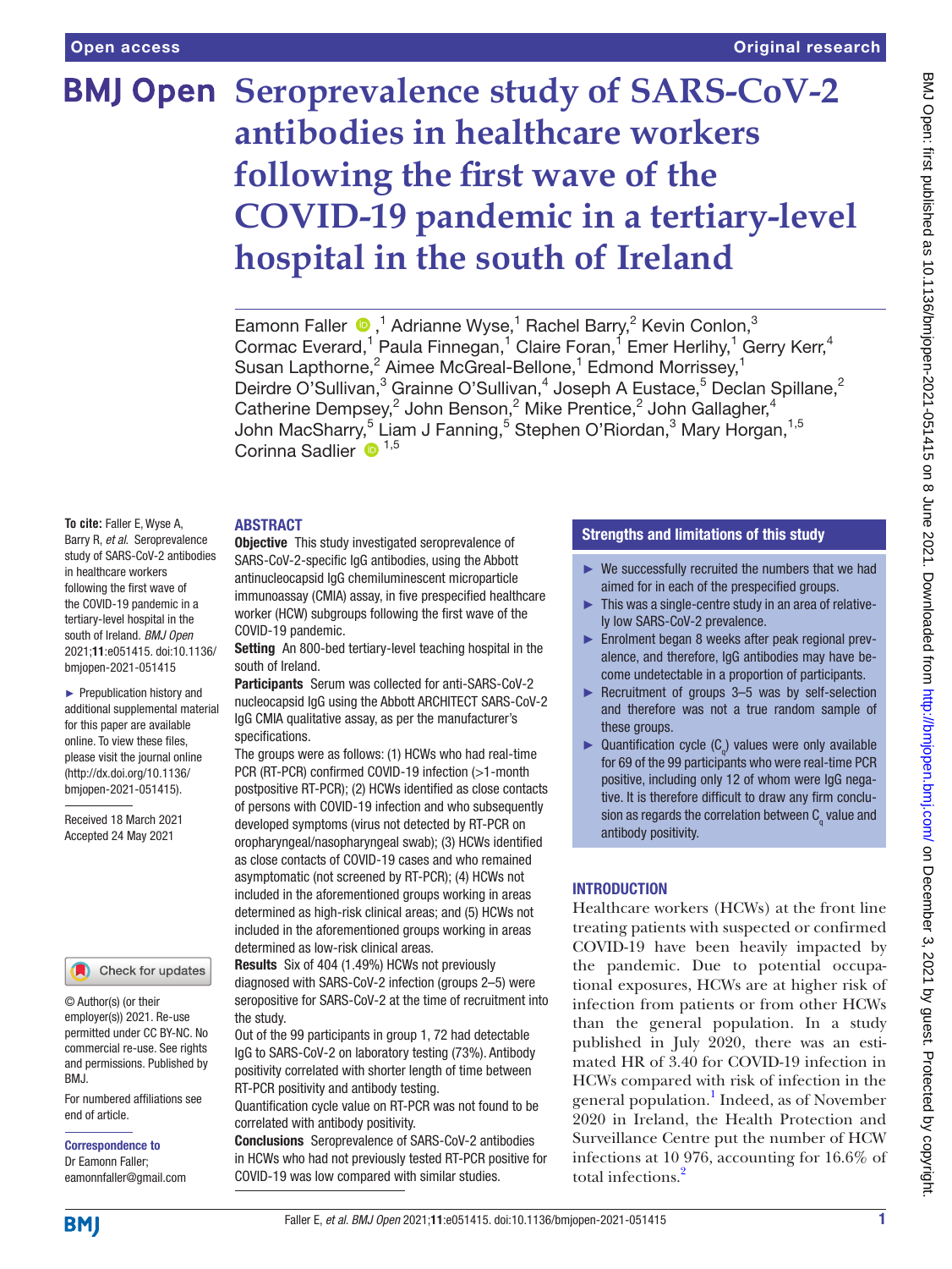# Seroprevalence study of SARS-CoV-2 antibodies in healthcare workers following the first wave of the COVID-19 pandemic in a tertiary-level hospital in the south of Ireland

Eamonn Faller,[1] Adrianne Wyse,[1] Rachel Barry,[2] Kevin Conlon,[3] Cormac Everard,[1] Paula Finnegan,[1] Claire Foran,[1] Emer Herlihy,[1] Gerry Kerr,[4] Susan Lapthorne,[2] Aimee McGreal-Bellone,[1] Edmond Morrissey,[1] Deirdre O'Sullivan,[3] Grainne O'Sullivan,[4] Joseph A Eustace,[5] Declan Spillane,[2] Catherine Dempsey,[2] John Benson,[2] Mike Prentice,[2] John Gallagher,[4] John MacSharry,[5] Liam J Fanning,[5] Stephen O'Riordan,[3] Mary Horgan,[1,5] Corinna Sadlier[1,5]

**To cite:** Faller E, Wyse A, Barry R, *et al*. Seroprevalence study of SARS-CoV-2 antibodies in healthcare workers following the first wave of the COVID-19 pandemic in a tertiary-level hospital in the south of Ireland. *BMJ Open* 2021;**11**:e051415. doi:10.1136/bmjopen-2021-051415

► Prepublication history and additional supplemental material for this paper are available online. To view these files, please visit the journal online (http://dx.doi.org/10.1136/bmjopen-2021-051415).

Received 18 March 2021
Accepted 24 May 2021

© Author(s) (or their employer(s)) 2021. Re-use permitted under CC BY-NC. No commercial re-use. See rights and permissions. Published by BMJ.

For numbered affiliations see end of article.

**Correspondence to**
Dr Eamonn Faller; eamonnfaller@gmail.com

## ABSTRACT

**Objective** This study investigated seroprevalence of SARS-CoV-2-specific IgG antibodies, using the Abbott antinucleocapsid IgG chemiluminescent microparticle immunoassay (CMIA) assay, in five prespecified healthcare worker (HCW) subgroups following the first wave of the COVID-19 pandemic.

**Setting** An 800-bed tertiary-level teaching hospital in the south of Ireland.

**Participants** Serum was collected for anti-SARS-CoV-2 nucleocapsid IgG using the Abbott ARCHITECT SARS-CoV-2 IgG CMIA qualitative assay, as per the manufacturer's specifications.

The groups were as follows: (1) HCWs who had real-time PCR (RT-PCR) confirmed COVID-19 infection (>1-month postpositive RT-PCR); (2) HCWs identified as close contacts of persons with COVID-19 infection and who subsequently developed symptoms (virus not detected by RT-PCR on oropharyngeal/nasopharyngeal swab); (3) HCWs identified as close contacts of COVID-19 cases and who remained asymptomatic (not screened by RT-PCR); (4) HCWs not included in the aforementioned groups working in areas determined as high-risk clinical areas; and (5) HCWs not included in the aforementioned groups working in areas determined as low-risk clinical areas.

**Results** Six of 404 (1.49%) HCWs not previously diagnosed with SARS-CoV-2 infection (groups 2–5) were seropositive for SARS-CoV-2 at the time of recruitment into the study.

Out of the 99 participants in group 1, 72 had detectable IgG to SARS-CoV-2 on laboratory testing (73%). Antibody positivity correlated with shorter length of time between RT-PCR positivity and antibody testing.

Quantification cycle value on RT-PCR was not found to be correlated with antibody positivity.

**Conclusions** Seroprevalence of SARS-CoV-2 antibodies in HCWs who had not previously tested RT-PCR positive for COVID-19 was low compared with similar studies.

## Strengths and limitations of this study

- We successfully recruited the numbers that we had aimed for in each of the prespecified groups.
- This was a single-centre study in an area of relatively low SARS-CoV-2 prevalence.
- Enrolment began 8 weeks after peak regional prevalence, and therefore, IgG antibodies may have become undetectable in a proportion of participants.
- Recruitment of groups 3–5 was by self-selection and therefore was not a true random sample of these groups.
- Quantification cycle ($C_q$) values were only available for 69 of the 99 participants who were real-time PCR positive, including only 12 of whom were IgG negative. It is therefore difficult to draw any firm conclusion as regards the correlation between $C_q$ value and antibody positivity.

## INTRODUCTION

Healthcare workers (HCWs) at the front line treating patients with suspected or confirmed COVID-19 have been heavily impacted by the pandemic. Due to potential occupational exposures, HCWs are at higher risk of infection from patients or from other HCWs than the general population. In a study published in July 2020, there was an estimated HR of 3.40 for COVID-19 infection in HCWs compared with risk of infection in the general population.[1] Indeed, as of November 2020 in Ireland, the Health Protection and Surveillance Centre put the number of HCW infections at 10 976, accounting for 16.6% of total infections.[2]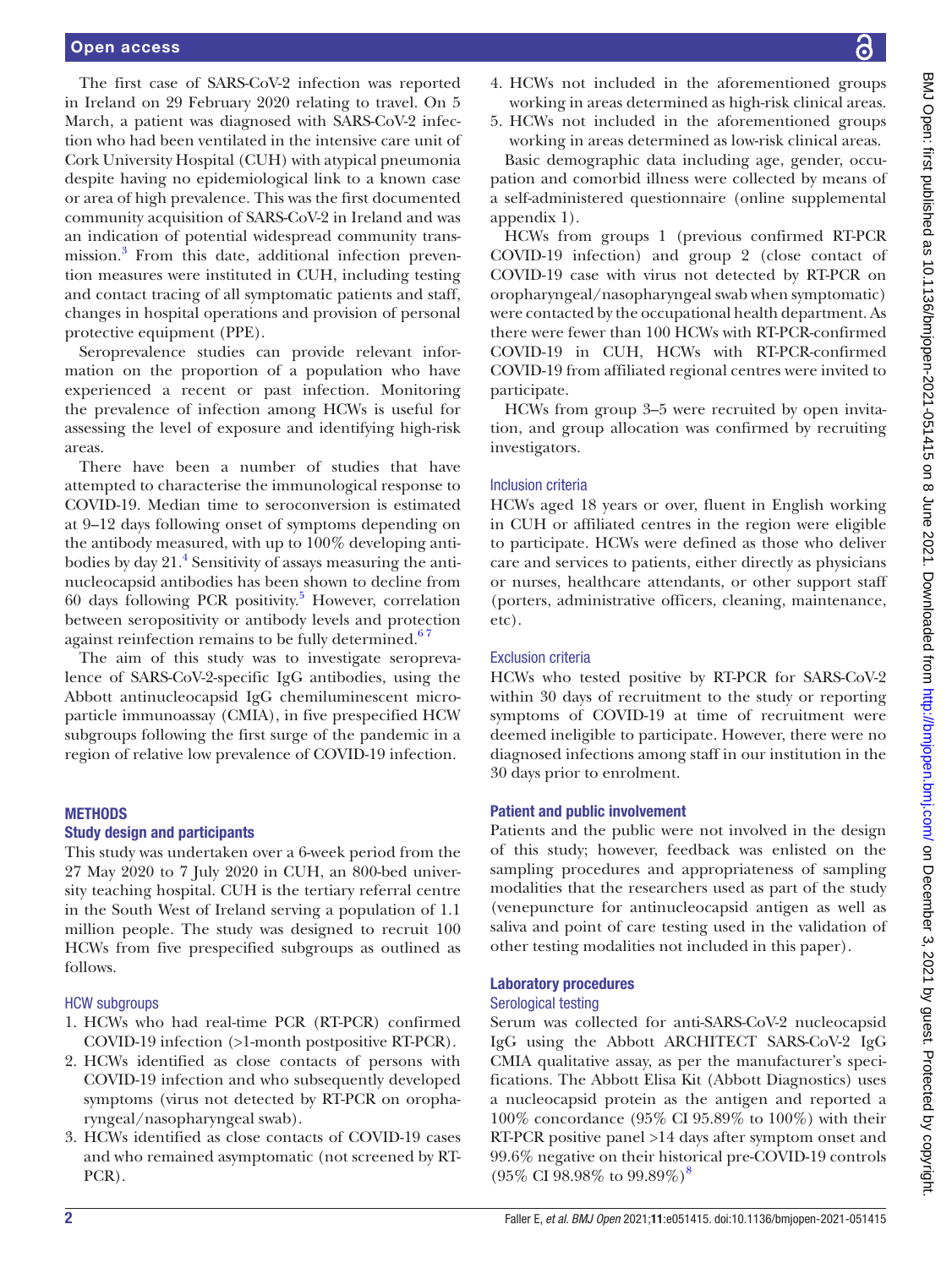The first case of SARS-CoV-2 infection was reported in Ireland on 29 February 2020 relating to travel. On 5 March, a patient was diagnosed with SARS-CoV-2 infection who had been ventilated in the intensive care unit of Cork University Hospital (CUH) with atypical pneumonia despite having no epidemiological link to a known case or area of high prevalence. This was the first documented community acquisition of SARS-CoV-2 in Ireland and was an indication of potential widespread community transmission.[3] From this date, additional infection prevention measures were instituted in CUH, including testing and contact tracing of all symptomatic patients and staff, changes in hospital operations and provision of personal protective equipment (PPE).

Seroprevalence studies can provide relevant information on the proportion of a population who have experienced a recent or past infection. Monitoring the prevalence of infection among HCWs is useful for assessing the level of exposure and identifying high-risk areas.

There have been a number of studies that have attempted to characterise the immunological response to COVID-19. Median time to seroconversion is estimated at 9–12 days following onset of symptoms depending on the antibody measured, with up to 100% developing antibodies by day 21.[4] Sensitivity of assays measuring the antinucleocapsid antibodies has been shown to decline from 60 days following PCR positivity.[5] However, correlation between seropositivity or antibody levels and protection against reinfection remains to be fully determined.[6,7]

The aim of this study was to investigate seroprevalence of SARS-CoV-2-specific IgG antibodies, using the Abbott antinucleocapsid IgG chemiluminescent microparticle immunoassay (CMIA), in five prespecified HCW subgroups following the first surge of the pandemic in a region of relative low prevalence of COVID-19 infection.

## METHODS

### Study design and participants

This study was undertaken over a 6-week period from the 27 May 2020 to 7 July 2020 in CUH, an 800-bed university teaching hospital. CUH is the tertiary referral centre in the South West of Ireland serving a population of 1.1 million people. The study was designed to recruit 100 HCWs from five prespecified subgroups as outlined as follows.

#### HCW subgroups

1. HCWs who had real-time PCR (RT-PCR) confirmed COVID-19 infection (>1-month postpositive RT-PCR).
2. HCWs identified as close contacts of persons with COVID-19 infection and who subsequently developed symptoms (virus not detected by RT-PCR on oropharyngeal/nasopharyngeal swab).
3. HCWs identified as close contacts of COVID-19 cases and who remained asymptomatic (not screened by RT-PCR).
4. HCWs not included in the aforementioned groups working in areas determined as high-risk clinical areas.
5. HCWs not included in the aforementioned groups working in areas determined as low-risk clinical areas.

Basic demographic data including age, gender, occupation and comorbid illness were collected by means of a self-administered questionnaire (online supplemental appendix 1).

HCWs from groups 1 (previous confirmed RT-PCR COVID-19 infection) and group 2 (close contact of COVID-19 case with virus not detected by RT-PCR on oropharyngeal/nasopharyngeal swab when symptomatic) were contacted by the occupational health department. As there were fewer than 100 HCWs with RT-PCR-confirmed COVID-19 in CUH, HCWs with RT-PCR-confirmed COVID-19 from affiliated regional centres were invited to participate.

HCWs from group 3–5 were recruited by open invitation, and group allocation was confirmed by recruiting investigators.

#### Inclusion criteria

HCWs aged 18 years or over, fluent in English working in CUH or affiliated centres in the region were eligible to participate. HCWs were defined as those who deliver care and services to patients, either directly as physicians or nurses, healthcare attendants, or other support staff (porters, administrative officers, cleaning, maintenance, etc).

#### Exclusion criteria

HCWs who tested positive by RT-PCR for SARS-CoV-2 within 30 days of recruitment to the study or reporting symptoms of COVID-19 at time of recruitment were deemed ineligible to participate. However, there were no diagnosed infections among staff in our institution in the 30 days prior to enrolment.

### Patient and public involvement

Patients and the public were not involved in the design of this study; however, feedback was enlisted on the sampling procedures and appropriateness of sampling modalities that the researchers used as part of the study (venepuncture for antinucleocapsid antigen as well as saliva and point of care testing used in the validation of other testing modalities not included in this paper).

### Laboratory procedures

#### Serological testing

Serum was collected for anti-SARS-CoV-2 nucleocapsid IgG using the Abbott ARCHITECT SARS-CoV-2 IgG CMIA qualitative assay, as per the manufacturer's specifications. The Abbott Elisa Kit (Abbott Diagnostics) uses a nucleocapsid protein as the antigen and reported a 100% concordance (95% CI 95.89% to 100%) with their RT-PCR positive panel >14 days after symptom onset and 99.6% negative on their historical pre-COVID-19 controls (95% CI 98.98% to 99.89%)[8]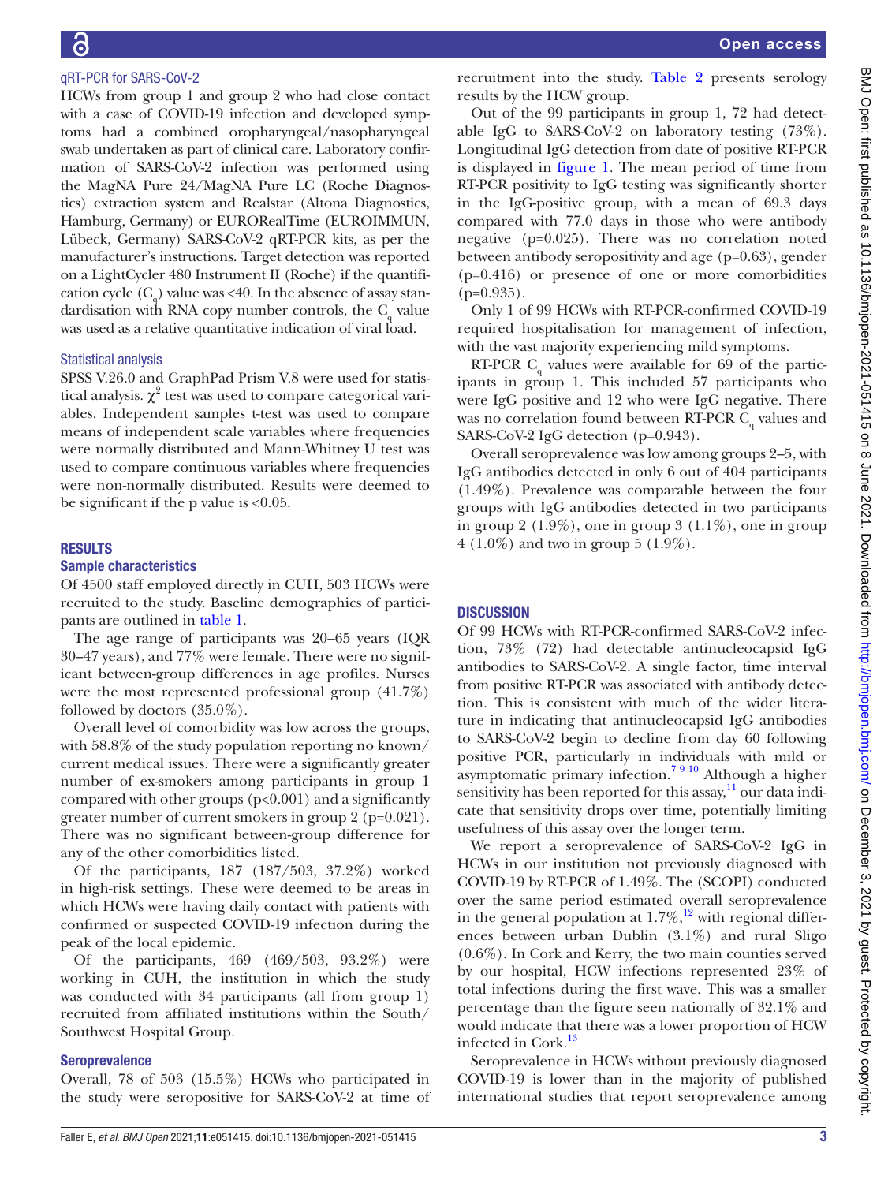### qRT-PCR for SARS-CoV-2

HCWs from group 1 and group 2 who had close contact with a case of COVID-19 infection and developed symptoms had a combined oropharyngeal/nasopharyngeal swab undertaken as part of clinical care. Laboratory confirmation of SARS-CoV-2 infection was performed using the MagNA Pure 24/MagNA Pure LC (Roche Diagnostics) extraction system and Realstar (Altona Diagnostics, Hamburg, Germany) or EURORealTime (EUROIMMUN, Lübeck, Germany) SARS-CoV-2 qRT-PCR kits, as per the manufacturer's instructions. Target detection was reported on a LightCycler 480 Instrument II (Roche) if the quantification cycle ($C_q$) value was <40. In the absence of assay standardisation with RNA copy number controls, the $C_q$ value was used as a relative quantitative indication of viral load.

### Statistical analysis

SPSS V.26.0 and GraphPad Prism V.8 were used for statistical analysis. $\chi^2$ test was used to compare categorical variables. Independent samples t-test was used to compare means of independent scale variables where frequencies were normally distributed and Mann-Whitney U test was used to compare continuous variables where frequencies were non-normally distributed. Results were deemed to be significant if the p value is <0.05.

## RESULTS

### Sample characteristics

Of 4500 staff employed directly in CUH, 503 HCWs were recruited to the study. Baseline demographics of participants are outlined in table 1.

The age range of participants was 20–65 years (IQR 30–47 years), and 77% were female. There were no significant between-group differences in age profiles. Nurses were the most represented professional group (41.7%) followed by doctors (35.0%).

Overall level of comorbidity was low across the groups, with 58.8% of the study population reporting no known/current medical issues. There were a significantly greater number of ex-smokers among participants in group 1 compared with other groups (p<0.001) and a significantly greater number of current smokers in group 2 (p=0.021). There was no significant between-group difference for any of the other comorbidities listed.

Of the participants, 187 (187/503, 37.2%) worked in high-risk settings. These were deemed to be areas in which HCWs were having daily contact with patients with confirmed or suspected COVID-19 infection during the peak of the local epidemic.

Of the participants, 469 (469/503, 93.2%) were working in CUH, the institution in which the study was conducted with 34 participants (all from group 1) recruited from affiliated institutions within the South/Southwest Hospital Group.

### Seroprevalence

Overall, 78 of 503 (15.5%) HCWs who participated in the study were seropositive for SARS-CoV-2 at time of recruitment into the study. Table 2 presents serology results by the HCW group.

Out of the 99 participants in group 1, 72 had detectable IgG to SARS-CoV-2 on laboratory testing (73%). Longitudinal IgG detection from date of positive RT-PCR is displayed in figure 1. The mean period of time from RT-PCR positivity to IgG testing was significantly shorter in the IgG-positive group, with a mean of 69.3 days compared with 77.0 days in those who were antibody negative (p=0.025). There was no correlation noted between antibody seropositivity and age (p=0.63), gender (p=0.416) or presence of one or more comorbidities (p=0.935).

Only 1 of 99 HCWs with RT-PCR-confirmed COVID-19 required hospitalisation for management of infection, with the vast majority experiencing mild symptoms.

RT-PCR $C_q$ values were available for 69 of the participants in group 1. This included 57 participants who were IgG positive and 12 who were IgG negative. There was no correlation found between RT-PCR $C_q$ values and SARS-CoV-2 IgG detection (p=0.943).

Overall seroprevalence was low among groups 2–5, with IgG antibodies detected in only 6 out of 404 participants (1.49%). Prevalence was comparable between the four groups with IgG antibodies detected in two participants in group 2 (1.9%), one in group 3 (1.1%), one in group 4 (1.0%) and two in group 5 (1.9%).

## DISCUSSION

Of 99 HCWs with RT-PCR-confirmed SARS-CoV-2 infection, 73% (72) had detectable antinucleocapsid IgG antibodies to SARS-CoV-2. A single factor, time interval from positive RT-PCR was associated with antibody detection. This is consistent with much of the wider literature in indicating that antinucleocapsid IgG antibodies to SARS-CoV-2 begin to decline from day 60 following positive PCR, particularly in individuals with mild or asymptomatic primary infection.[7 9 10] Although a higher sensitivity has been reported for this assay,[11] our data indicate that sensitivity drops over time, potentially limiting usefulness of this assay over the longer term.

We report a seroprevalence of SARS-CoV-2 IgG in HCWs in our institution not previously diagnosed with COVID-19 by RT-PCR of 1.49%. The (SCOPI) conducted over the same period estimated overall seroprevalence in the general population at 1.7%,[12] with regional differences between urban Dublin (3.1%) and rural Sligo (0.6%). In Cork and Kerry, the two main counties served by our hospital, HCW infections represented 23% of total infections during the first wave. This was a smaller percentage than the figure seen nationally of 32.1% and would indicate that there was a lower proportion of HCW infected in Cork.[13]

Seroprevalence in HCWs without previously diagnosed COVID-19 is lower than in the majority of published international studies that report seroprevalence among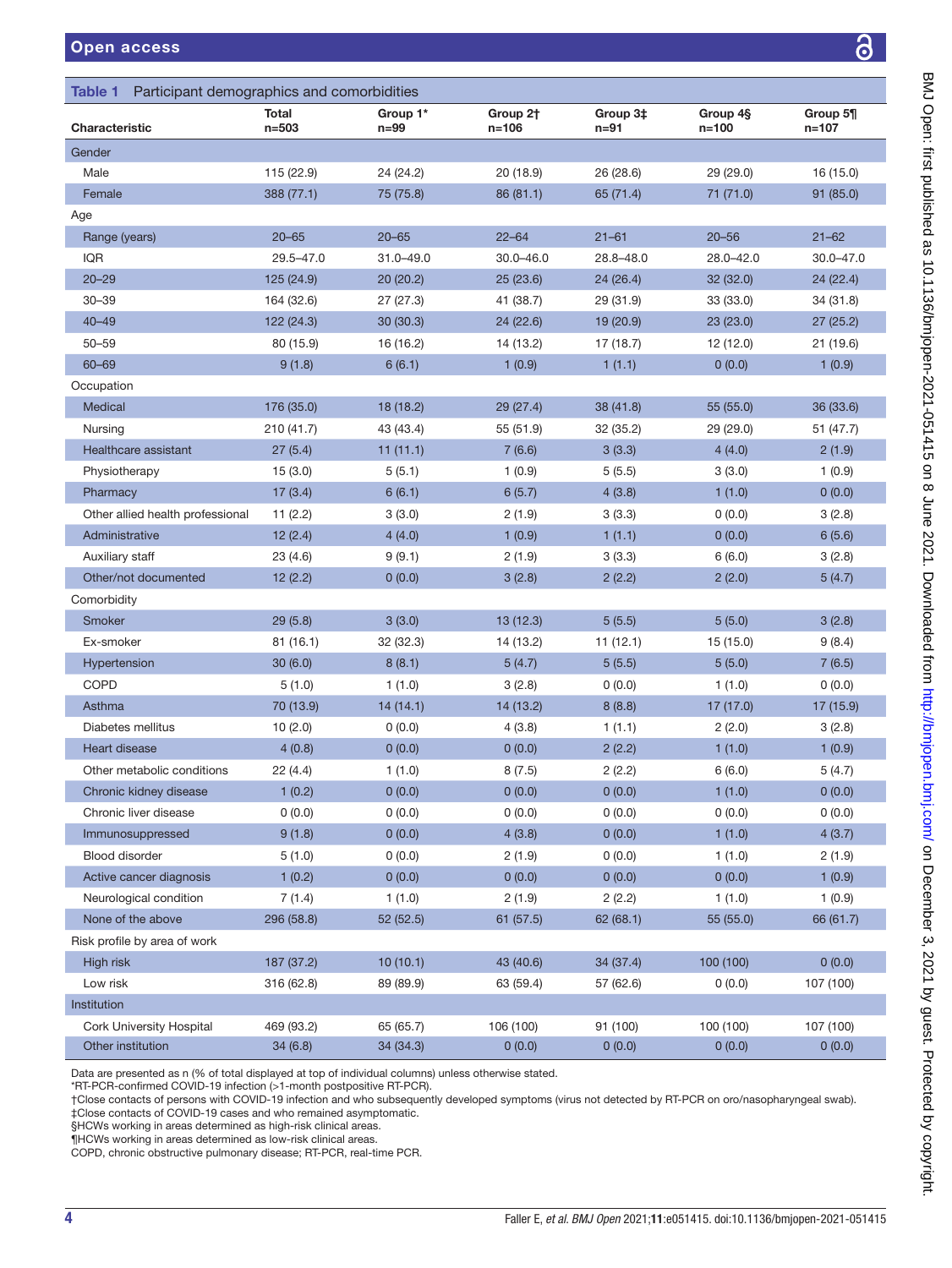**Table 1** Participant demographics and comorbidities

| Characteristic | Total n=503 | Group 1* n=99 | Group 2† n=106 | Group 3‡ n=91 | Group 4§ n=100 | Group 5¶ n=107 |
|---|---|---|---|---|---|---|
| Gender | | | | | | |
| Male | 115 (22.9) | 24 (24.2) | 20 (18.9) | 26 (28.6) | 29 (29.0) | 16 (15.0) |
| Female | 388 (77.1) | 75 (75.8) | 86 (81.1) | 65 (71.4) | 71 (71.0) | 91 (85.0) |
| Age | | | | | | |
| Range (years) | 20–65 | 20–65 | 22–64 | 21–61 | 20–56 | 21–62 |
| IQR | 29.5–47.0 | 31.0–49.0 | 30.0–46.0 | 28.8–48.0 | 28.0–42.0 | 30.0–47.0 |
| 20–29 | 125 (24.9) | 20 (20.2) | 25 (23.6) | 24 (26.4) | 32 (32.0) | 24 (22.4) |
| 30–39 | 164 (32.6) | 27 (27.3) | 41 (38.7) | 29 (31.9) | 33 (33.0) | 34 (31.8) |
| 40–49 | 122 (24.3) | 30 (30.3) | 24 (22.6) | 19 (20.9) | 23 (23.0) | 27 (25.2) |
| 50–59 | 80 (15.9) | 16 (16.2) | 14 (13.2) | 17 (18.7) | 12 (12.0) | 21 (19.6) |
| 60–69 | 9 (1.8) | 6 (6.1) | 1 (0.9) | 1 (1.1) | 0 (0.0) | 1 (0.9) |
| Occupation | | | | | | |
| Medical | 176 (35.0) | 18 (18.2) | 29 (27.4) | 38 (41.8) | 55 (55.0) | 36 (33.6) |
| Nursing | 210 (41.7) | 43 (43.4) | 55 (51.9) | 32 (35.2) | 29 (29.0) | 51 (47.7) |
| Healthcare assistant | 27 (5.4) | 11 (11.1) | 7 (6.6) | 3 (3.3) | 4 (4.0) | 2 (1.9) |
| Physiotherapy | 15 (3.0) | 5 (5.1) | 1 (0.9) | 5 (5.5) | 3 (3.0) | 1 (0.9) |
| Pharmacy | 17 (3.4) | 6 (6.1) | 6 (5.7) | 4 (3.8) | 1 (1.0) | 0 (0.0) |
| Other allied health professional | 11 (2.2) | 3 (3.0) | 2 (1.9) | 3 (3.3) | 0 (0.0) | 3 (2.8) |
| Administrative | 12 (2.4) | 4 (4.0) | 1 (0.9) | 1 (1.1) | 0 (0.0) | 6 (5.6) |
| Auxiliary staff | 23 (4.6) | 9 (9.1) | 2 (1.9) | 3 (3.3) | 6 (6.0) | 3 (2.8) |
| Other/not documented | 12 (2.2) | 0 (0.0) | 3 (2.8) | 2 (2.2) | 2 (2.0) | 5 (4.7) |
| Comorbidity | | | | | | |
| Smoker | 29 (5.8) | 3 (3.0) | 13 (12.3) | 5 (5.5) | 5 (5.0) | 3 (2.8) |
| Ex-smoker | 81 (16.1) | 32 (32.3) | 14 (13.2) | 11 (12.1) | 15 (15.0) | 9 (8.4) |
| Hypertension | 30 (6.0) | 8 (8.1) | 5 (4.7) | 5 (5.5) | 5 (5.0) | 7 (6.5) |
| COPD | 5 (1.0) | 1 (1.0) | 3 (2.8) | 0 (0.0) | 1 (1.0) | 0 (0.0) |
| Asthma | 70 (13.9) | 14 (14.1) | 14 (13.2) | 8 (8.8) | 17 (17.0) | 17 (15.9) |
| Diabetes mellitus | 10 (2.0) | 0 (0.0) | 4 (3.8) | 1 (1.1) | 2 (2.0) | 3 (2.8) |
| Heart disease | 4 (0.8) | 0 (0.0) | 0 (0.0) | 2 (2.2) | 1 (1.0) | 1 (0.9) |
| Other metabolic conditions | 22 (4.4) | 1 (1.0) | 8 (7.5) | 2 (2.2) | 6 (6.0) | 5 (4.7) |
| Chronic kidney disease | 1 (0.2) | 0 (0.0) | 0 (0.0) | 0 (0.0) | 1 (1.0) | 0 (0.0) |
| Chronic liver disease | 0 (0.0) | 0 (0.0) | 0 (0.0) | 0 (0.0) | 0 (0.0) | 0 (0.0) |
| Immunosuppressed | 9 (1.8) | 0 (0.0) | 4 (3.8) | 0 (0.0) | 1 (1.0) | 4 (3.7) |
| Blood disorder | 5 (1.0) | 0 (0.0) | 2 (1.9) | 0 (0.0) | 1 (1.0) | 2 (1.9) |
| Active cancer diagnosis | 1 (0.2) | 0 (0.0) | 0 (0.0) | 0 (0.0) | 0 (0.0) | 1 (0.9) |
| Neurological condition | 7 (1.4) | 1 (1.0) | 2 (1.9) | 2 (2.2) | 1 (1.0) | 1 (0.9) |
| None of the above | 296 (58.8) | 52 (52.5) | 61 (57.5) | 62 (68.1) | 55 (55.0) | 66 (61.7) |
| Risk profile by area of work | | | | | | |
| High risk | 187 (37.2) | 10 (10.1) | 43 (40.6) | 34 (37.4) | 100 (100) | 0 (0.0) |
| Low risk | 316 (62.8) | 89 (89.9) | 63 (59.4) | 57 (62.6) | 0 (0.0) | 107 (100) |
| Institution | | | | | | |
| Cork University Hospital | 469 (93.2) | 65 (65.7) | 106 (100) | 91 (100) | 100 (100) | 107 (100) |
| Other institution | 34 (6.8) | 34 (34.3) | 0 (0.0) | 0 (0.0) | 0 (0.0) | 0 (0.0) |

Data are presented as n (% of total displayed at top of individual columns) unless otherwise stated.
*RT-PCR-confirmed COVID-19 infection (>1-month postpositive RT-PCR).
†Close contacts of persons with COVID-19 infection and who subsequently developed symptoms (virus not detected by RT-PCR on oro/nasopharyngeal swab).
‡Close contacts of COVID-19 cases and who remained asymptomatic.
§HCWs working in areas determined as high-risk clinical areas.
¶HCWs working in areas determined as low-risk clinical areas.
COPD, chronic obstructive pulmonary disease; RT-PCR, real-time PCR.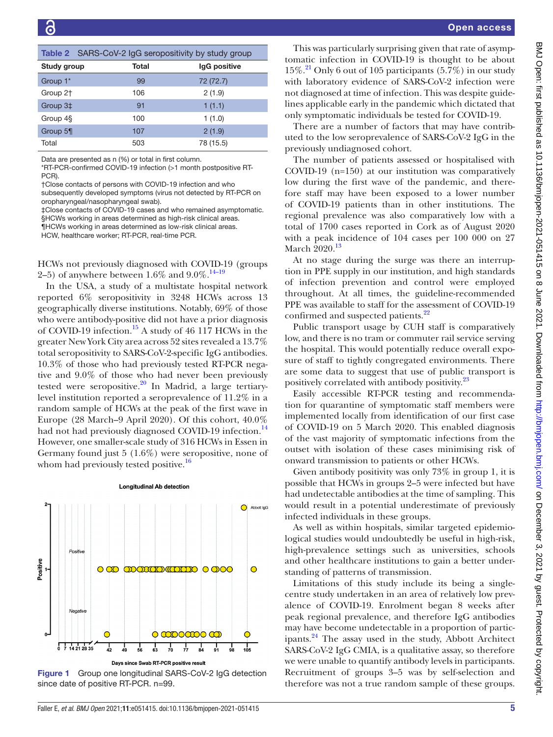**Table 2** SARS-CoV-2 IgG seropositivity by study group

| Study group | Total | IgG positive |
| --- | --- | --- |
| Group 1* | 99 | 72 (72.7) |
| Group 2† | 106 | 2 (1.9) |
| Group 3‡ | 91 | 1 (1.1) |
| Group 4§ | 100 | 1 (1.0) |
| Group 5¶ | 107 | 2 (1.9) |
| Total | 503 | 78 (15.5) |

Data are presented as n (%) or total in first column.
*RT-PCR-confirmed COVID-19 infection (>1 month postpositive RT-PCR).
†Close contacts of persons with COVID-19 infection and who subsequently developed symptoms (virus not detected by RT-PCR on oropharyngeal/nasopharyngeal swab).
‡Close contacts of COVID-19 cases and who remained asymptomatic.
§HCWs working in areas determined as high-risk clinical areas.
¶HCWs working in areas determined as low-risk clinical areas.
HCW, healthcare worker; RT-PCR, real-time PCR.

HCWs not previously diagnosed with COVID-19 (groups 2–5) of anywhere between 1.6% and 9.0%.[14–19]

In the USA, a study of a multistate hospital network reported 6% seropositivity in 3248 HCWs across 13 geographically diverse institutions. Notably, 69% of those who were antibody-positive did not have a prior diagnosis of COVID-19 infection.[15] A study of 46 117 HCWs in the greater New York City area across 52 sites revealed a 13.7% total seropositivity to SARS-CoV-2-specific IgG antibodies. 10.3% of those who had previously tested RT-PCR negative and 9.0% of those who had never been previously tested were seropositive.[20] In Madrid, a large tertiary-level institution reported a seroprevalence of 11.2% in a random sample of HCWs at the peak of the first wave in Europe (28 March–9 April 2020). Of this cohort, 40.0% had not had previously diagnosed COVID-19 infection.[14] However, one smaller-scale study of 316 HCWs in Essen in Germany found just 5 (1.6%) were seropositive, none of whom had previously tested positive.[16]

**Figure 1** Group one longitudinal SARS-CoV-2 IgG detection since date of positive RT-PCR. n=99.

This was particularly surprising given that rate of asymptomatic infection in COVID-19 is thought to be about 15%.[21] Only 6 out of 105 participants (5.7%) in our study with laboratory evidence of SARS-CoV-2 infection were not diagnosed at time of infection. This was despite guidelines applicable early in the pandemic which dictated that only symptomatic individuals be tested for COVID-19.

There are a number of factors that may have contributed to the low seroprevalence of SARS-CoV-2 IgG in the previously undiagnosed cohort.

The number of patients assessed or hospitalised with COVID-19 (n=150) at our institution was comparatively low during the first wave of the pandemic, and therefore staff may have been exposed to a lower number of COVID-19 patients than in other institutions. The regional prevalence was also comparatively low with a total of 1700 cases reported in Cork as of August 2020 with a peak incidence of 104 cases per 100 000 on 27 March 2020.[13]

At no stage during the surge was there an interruption in PPE supply in our institution, and high standards of infection prevention and control were employed throughout. At all times, the guideline-recommended PPE was available to staff for the assessment of COVID-19 confirmed and suspected patients.[22]

Public transport usage by CUH staff is comparatively low, and there is no tram or commuter rail service serving the hospital. This would potentially reduce overall exposure of staff to tightly congregated environments. There are some data to suggest that use of public transport is positively correlated with antibody positivity.[23]

Easily accessible RT-PCR testing and recommendation for quarantine of symptomatic staff members were implemented locally from identification of our first case of COVID-19 on 5 March 2020. This enabled diagnosis of the vast majority of symptomatic infections from the outset with isolation of these cases minimising risk of onward transmission to patients or other HCWs.

Given antibody positivity was only 73% in group 1, it is possible that HCWs in groups 2–5 were infected but have had undetectable antibodies at the time of sampling. This would result in a potential underestimate of previously infected individuals in these groups.

As well as within hospitals, similar targeted epidemiological studies would undoubtedly be useful in high-risk, high-prevalence settings such as universities, schools and other healthcare institutions to gain a better understanding of patterns of transmission.

Limitations of this study include its being a single-centre study undertaken in an area of relatively low prevalence of COVID-19. Enrolment began 8 weeks after peak regional prevalence, and therefore IgG antibodies may have become undetectable in a proportion of participants.[24] The assay used in the study, Abbott Architect SARS-CoV-2 IgG CMIA, is a qualitative assay, so therefore we were unable to quantify antibody levels in participants. Recruitment of groups 3–5 was by self-selection and therefore was not a true random sample of these groups.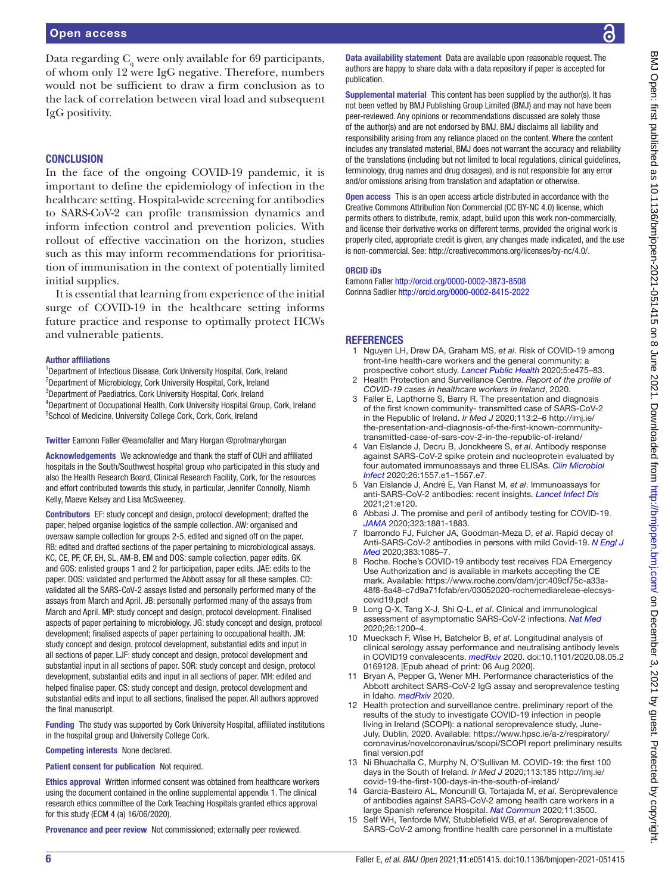Data regarding $C_q$ were only available for 69 participants, of whom only 12 were IgG negative. Therefore, numbers would not be sufficient to draw a firm conclusion as to the lack of correlation between viral load and subsequent IgG positivity.

## CONCLUSION

In the face of the ongoing COVID-19 pandemic, it is important to define the epidemiology of infection in the healthcare setting. Hospital-wide screening for antibodies to SARS-CoV-2 can profile transmission dynamics and inform infection control and prevention policies. With rollout of effective vaccination on the horizon, studies such as this may inform recommendations for prioritisation of immunisation in the context of potentially limited initial supplies.

It is essential that learning from experience of the initial surge of COVID-19 in the healthcare setting informs future practice and response to optimally protect HCWs and vulnerable patients.

**Author affiliations**

[1]Department of Infectious Disease, Cork University Hospital, Cork, Ireland
[2]Department of Microbiology, Cork University Hospital, Cork, Ireland
[3]Department of Paediatrics, Cork University Hospital, Cork, Ireland
[4]Department of Occupational Health, Cork University Hospital Group, Cork, Ireland
[5]School of Medicine, University College Cork, Cork, Cork, Ireland

**Twitter** Eamonn Faller @eamofaller and Mary Horgan @profmaryhorgan

**Acknowledgements** We acknowledge and thank the staff of CUH and affiliated hospitals in the South/Southwest hospital group who participated in this study and also the Health Research Board, Clinical Research Facility, Cork, for the resources and effort contributed towards this study, in particular, Jennifer Connolly, Niamh Kelly, Maeve Kelsey and Lisa McSweeney.

**Contributors** EF: study concept and design, protocol development; drafted the paper, helped organise logistics of the sample collection. AW: organised and oversaw sample collection for groups 2-5, edited and signed off on the paper. RB: edited and drafted sections of the paper pertaining to microbiological assays. KC, CE, PF, CF, EH, SL, AM-B, EM and DOS: sample collection, paper edits. GK and GOS: enlisted groups 1 and 2 for participation, paper edits. JAE: edits to the paper. DOS: validated and performed the Abbott assay for all these samples. CD: validated all the SARS-CoV-2 assays listed and personally performed many of the assays from March and April. JB: personally performed many of the assays from March and April. MP: study concept and design, protocol development. Finalised aspects of paper pertaining to microbiology. JG: study concept and design, protocol development; finalised aspects of paper pertaining to occupational health. JM: study concept and design, protocol development, substantial edits and input in all sections of paper. LJF: study concept and design, protocol development and substantial input in all sections of paper. SOR: study concept and design, protocol development, substantial edits and input in all sections of paper. MH: edited and helped finalise paper. CS: study concept and design, protocol development and substantial edits and input to all sections, finalised the paper. All authors approved the final manuscript.

**Funding** The study was supported by Cork University Hospital, affiliated institutions in the hospital group and University College Cork.

**Competing interests** None declared.

**Patient consent for publication** Not required.

**Ethics approval** Written informed consent was obtained from healthcare workers using the document contained in the online supplemental appendix 1. The clinical research ethics committee of the Cork Teaching Hospitals granted ethics approval for this study (ECM 4 (a) 16/06/2020).

**Provenance and peer review** Not commissioned; externally peer reviewed.

**Data availability statement** Data are available upon reasonable request. The authors are happy to share data with a data repository if paper is accepted for publication.

**Supplemental material** This content has been supplied by the author(s). It has not been vetted by BMJ Publishing Group Limited (BMJ) and may not have been peer-reviewed. Any opinions or recommendations discussed are solely those of the author(s) and are not endorsed by BMJ. BMJ disclaims all liability and responsibility arising from any reliance placed on the content. Where the content includes any translated material, BMJ does not warrant the accuracy and reliability of the translations (including but not limited to local regulations, clinical guidelines, terminology, drug names and drug dosages), and is not responsible for any error and/or omissions arising from translation and adaptation or otherwise.

**Open access** This is an open access article distributed in accordance with the Creative Commons Attribution Non Commercial (CC BY-NC 4.0) license, which permits others to distribute, remix, adapt, build upon this work non-commercially, and license their derivative works on different terms, provided the original work is properly cited, appropriate credit is given, any changes made indicated, and the use is non-commercial. See: http://creativecommons.org/licenses/by-nc/4.0/.

**ORCID iDs**

Eamonn Faller http://orcid.org/0000-0002-3873-8508
Corinna Sadlier http://orcid.org/0000-0002-8415-2022

## REFERENCES

1. Nguyen LH, Drew DA, Graham MS, *et al*. Risk of COVID-19 among front-line health-care workers and the general community: a prospective cohort study. *Lancet Public Health* 2020;5:e475–83.
2. Health Protection and Surveillance Centre. *Report of the profile of COVID-19 cases in healthcare workers in Ireland*, 2020.
3. Faller E, Lapthorne S, Barry R. The presentation and diagnosis of the first known community- transmitted case of SARS-CoV-2 in the Republic of Ireland. *Ir Med J* 2020;113:2–6 http://imj.ie/the-presentation-and-diagnosis-of-the-first-known-community-transmitted-case-of-sars-cov-2-in-the-republic-of-ireland/
4. Van Elslande J, Decru B, Jonckheere S, *et al*. Antibody response against SARS-CoV-2 spike protein and nucleoprotein evaluated by four automated immunoassays and three ELISAs. *Clin Microbiol Infect* 2020;26:1557.e1–1557.e7.
5. Van Elslande J, André E, Van Ranst M, *et al*. Immunoassays for anti-SARS-CoV-2 antibodies: recent insights. *Lancet Infect Dis* 2021;21:e120.
6. Abbasi J. The promise and peril of antibody testing for COVID-19. *JAMA* 2020;323:1881-1883.
7. Ibarrondo FJ, Fulcher JA, Goodman-Meza D, *et al*. Rapid decay of Anti-SARS-CoV-2 antibodies in persons with mild Covid-19. *N Engl J Med* 2020;383:1085–7.
8. Roche. Roche's COVID-19 antibody test receives FDA Emergency Use Authorization and is available in markets accepting the CE mark. Available: https://www.roche.com/dam/jcr:409cf75c-a33a-48f8-8a48-c7d9a71fcfab/en/03052020-rochemediareleae-elecsys-covid19.pdf
9. Long Q-X, Tang X-J, Shi Q-L, *et al*. Clinical and immunological assessment of asymptomatic SARS-CoV-2 infections. *Nat Med* 2020;26:1200–4.
10. Muecksch F, Wise H, Batchelor B, *et al*. Longitudinal analysis of clinical serology assay performance and neutralising antibody levels in COVID19 convalescents. *medRxiv* 2020. doi:10.1101/2020.08.05.20169128. [Epub ahead of print: 06 Aug 2020].
11. Bryan A, Pepper G, Wener MH. Performance characteristics of the Abbott architect SARS-CoV-2 IgG assay and seroprevalence testing in Idaho. *medRxiv* 2020.
12. Health protection and surveillance centre. preliminary report of the results of the study to investigate COVID-19 infection in people living in Ireland (SCOPI): a national seroprevalence study, June-July. Dublin, 2020. Available: https://www.hpsc.ie/a-z/respiratory/coronavirus/novelcoronavirus/scopi/SCOPI report preliminary results final version.pdf
13. Ni Bhuachalla C, Murphy N, O'Sullivan M. COVID-19: the first 100 days in the South of Ireland. *Ir Med J* 2020;113:185 http://imj.ie/covid-19-the-first-100-days-in-the-south-of-ireland/
14. Garcia-Basteiro AL, Moncunill G, Tortajada M, *et al*. Seroprevalence of antibodies against SARS-CoV-2 among health care workers in a large Spanish reference Hospital. *Nat Commun* 2020;11:3500.
15. Self WH, Tenforde MW, Stubblefield WB, *et al*. Seroprevalence of SARS-CoV-2 among frontline health care personnel in a multistate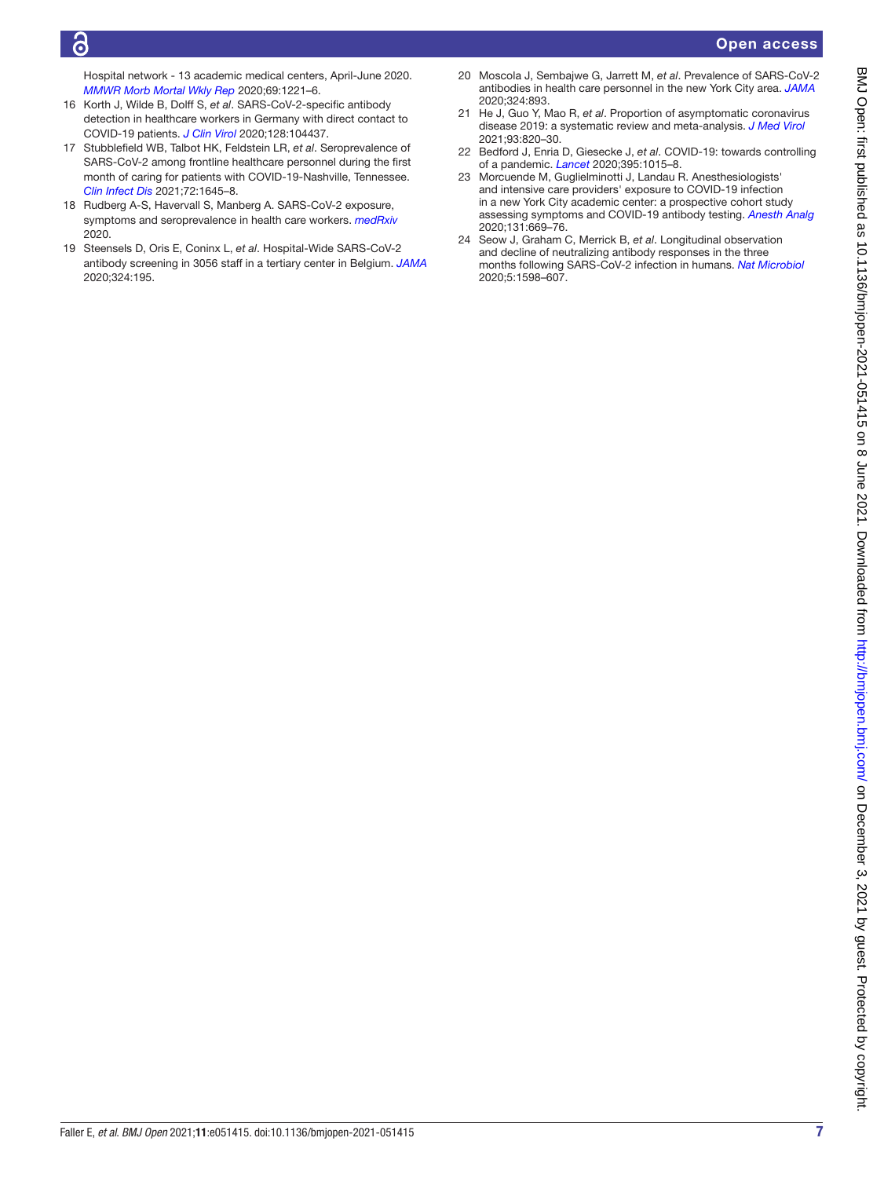Hospital network - 13 academic medical centers, April-June 2020. *MMWR Morb Mortal Wkly Rep* 2020;69:1221–6.

16 Korth J, Wilde B, Dolff S, *et al*. SARS-CoV-2-specific antibody detection in healthcare workers in Germany with direct contact to COVID-19 patients. *J Clin Virol* 2020;128:104437.

17 Stubblefield WB, Talbot HK, Feldstein LR, *et al*. Seroprevalence of SARS-CoV-2 among frontline healthcare personnel during the first month of caring for patients with COVID-19-Nashville, Tennessee. *Clin Infect Dis* 2021;72:1645–8.

18 Rudberg A-S, Havervall S, Manberg A. SARS-CoV-2 exposure, symptoms and seroprevalence in health care workers. *medRxiv* 2020.

19 Steensels D, Oris E, Coninx L, *et al*. Hospital-Wide SARS-CoV-2 antibody screening in 3056 staff in a tertiary center in Belgium. *JAMA* 2020;324:195.

20 Moscola J, Sembajwe G, Jarrett M, *et al*. Prevalence of SARS-CoV-2 antibodies in health care personnel in the new York City area. *JAMA* 2020;324:893.

21 He J, Guo Y, Mao R, *et al*. Proportion of asymptomatic coronavirus disease 2019: a systematic review and meta-analysis. *J Med Virol* 2021;93:820–30.

22 Bedford J, Enria D, Giesecke J, *et al*. COVID-19: towards controlling of a pandemic. *Lancet* 2020;395:1015–8.

23 Morcuende M, Guglielminotti J, Landau R. Anesthesiologists' and intensive care providers' exposure to COVID-19 infection in a new York City academic center: a prospective cohort study assessing symptoms and COVID-19 antibody testing. *Anesth Analg* 2020;131:669–76.

24 Seow J, Graham C, Merrick B, *et al*. Longitudinal observation and decline of neutralizing antibody responses in the three months following SARS-CoV-2 infection in humans. *Nat Microbiol* 2020;5:1598–607.